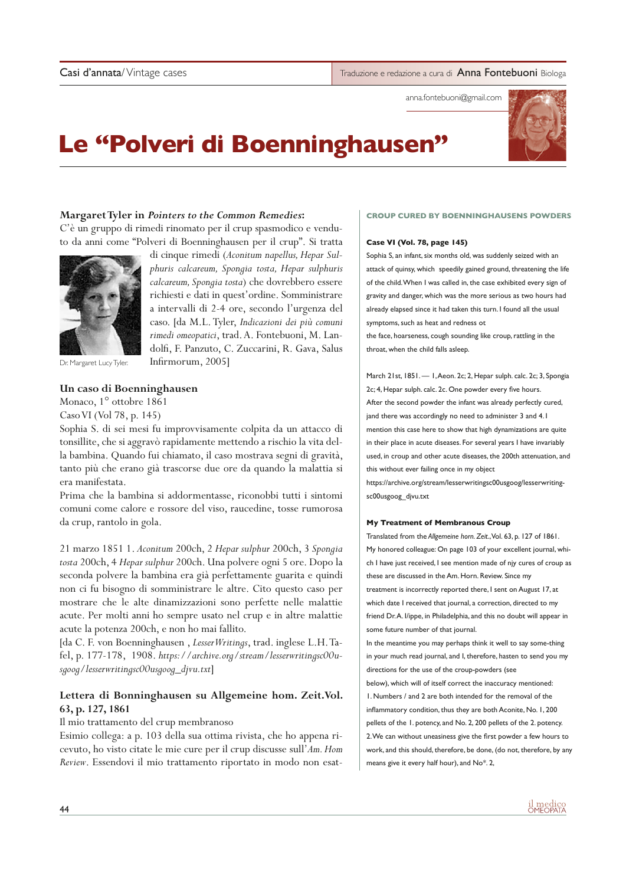Casi d'annata/ Vintage cases

Traduzione e redazione a cura di **Anna Fontebuoni** Biologa

anna.fontebuoni@gmail.com

# Le "Polveri di Boenninghausen"

**Margaret Tyler in *Pointers to the Common Remedies*:**

C'è un gruppo di rimedi rinomato per il crup spasmodico e venduto da anni come "Polveri di Boenninghausen per il crup". Si tratta di cinque rimedi (*Aconitum napellus, Hepar Sulphuris calcareum, Spongia tosta, Hepar sulphuris calcareum, Spongia tosta*) che dovrebbero essere richiesti e dati in quest'ordine. Somministrare a intervalli di 2-4 ore, secondo l'urgenza del caso. [da M.L. Tyler, *Indicazioni dei più comuni rimedi omeopatici*, trad. A. Fontebuoni, M. Landolfi, F. Panzuto, C. Zuccarini, R. Gava, Salus Infirmorum, 2005]

Dr. Margaret Lucy Tyler.

### Un caso di Boenninghausen

Monaco, 1° ottobre 1861

Caso VI (Vol 78, p. 145)

Sophia S. di sei mesi fu improvvisamente colpita da un attacco di tonsillite, che si aggravò rapidamente mettendo a rischio la vita della bambina. Quando fui chiamato, il caso mostrava segni di gravità, tanto più che erano già trascorse due ore da quando la malattia si era manifestata.

Prima che la bambina si addormentasse, riconobbi tutti i sintomi comuni come calore e rossore del viso, raucedine, tosse rumorosa da crup, rantolo in gola.

21 marzo 1851 1. *Aconitum* 200ch, 2 *Hepar sulphur* 200ch, 3 *Spongia tosta* 200ch, 4 *Hepar sulphur* 200ch. Una polvere ogni 5 ore. Dopo la seconda polvere la bambina era già perfettamente guarita e quindi non ci fu bisogno di somministrare le altre. Cito questo caso per mostrare che le alte dinamizzazioni sono perfette nelle malattie acute. Per molti anni ho sempre usato nel crup e in altre malattie acute la potenza 200ch, e non ho mai fallito.

[da C. F. von Boenninghausen , *Lesser Writings*, trad. inglese L.H. Tafel, p. 177-178, 1908. *https://archive.org/stream/lesserwritingsc00usgoog/lesserwritingsc00usgoog_djvu.txt*]

### Lettera di Bonninghausen su Allgemeine hom. Zeit.Vol. 63, p. 127, 1861

Il mio trattamento del crup membranoso

Esimio collega: a p. 103 della sua ottima rivista, che ho appena ricevuto, ho visto citate le mie cure per il crup discusse sull'*Am. Hom Review*. Essendovi il mio trattamento riportato in modo non esat-

**CROUP CURED BY BOENNINGHAUSENS POWDERS**

**Case VI (Vol. 78, page 145)**

Sophia S, an infant, six months old, was suddenly seized with an attack of quinsy, which speedily gained ground, threatening the life of the child. When I was called in, the case exhibited every sign of gravity and danger, which was the more serious as two hours had already elapsed since it had taken this turn. I found all the usual symptoms, such as heat and redness ot the face, hoarseness, cough sounding like croup, rattling in the throat, when the child falls asleep.

March 21st, 1851. — 1, Aeon. 2c; 2, Hepar sulph. calc. 2c; 3, Spongia 2c; 4, Hepar sulph. calc. 2c. One powder every five hours. After the second powder the infant was already perfectly cured, jand there was accordingly no need to administer 3 and 4. I mention this case here to show that high dynamizations are quite in their place in acute diseases. For several years I have invariably used, in croup and other acute diseases, the 200th attenuation, and this without ever failing once in my object https://archive.org/stream/lesserwritingsc00usgoog/lesserwritingsc00usgoog_djvu.txt

**My Treatment of Membranous Croup**

Translated from the *Allgemeine horn. Zeit.*, Vol. 63, p. 127 of 1861. My honored colleague: On page 103 of your excellent journal, which I have just received, I see mention made of njy cures of croup as these are discussed in the Am. Horn. Review. Since my treatment is incorrectly reported there, I sent on August 17, at which date I received that journal, a correction, directed to my friend Dr. A. l/ippe, in Philadelphia, and this no doubt will appear in some future number of that journal.

In the meantime you may perhaps think it well to say some-thing in your much read journal, and I, therefore, hasten to send you my directions for the use of the croup-powders (see below), which will of itself correct the inaccuracy mentioned:

1. Numbers / and 2 are both intended for the removal of the inflammatory condition, thus they are both Aconite, No. 1, 200 pellets of the 1. potency, and No. 2, 200 pellets of the 2. potency.
2. We can without uneasiness give the first powder a few hours to work, and this should, therefore, be done, (do not, therefore, by any means give it every half hour), and No*. 2,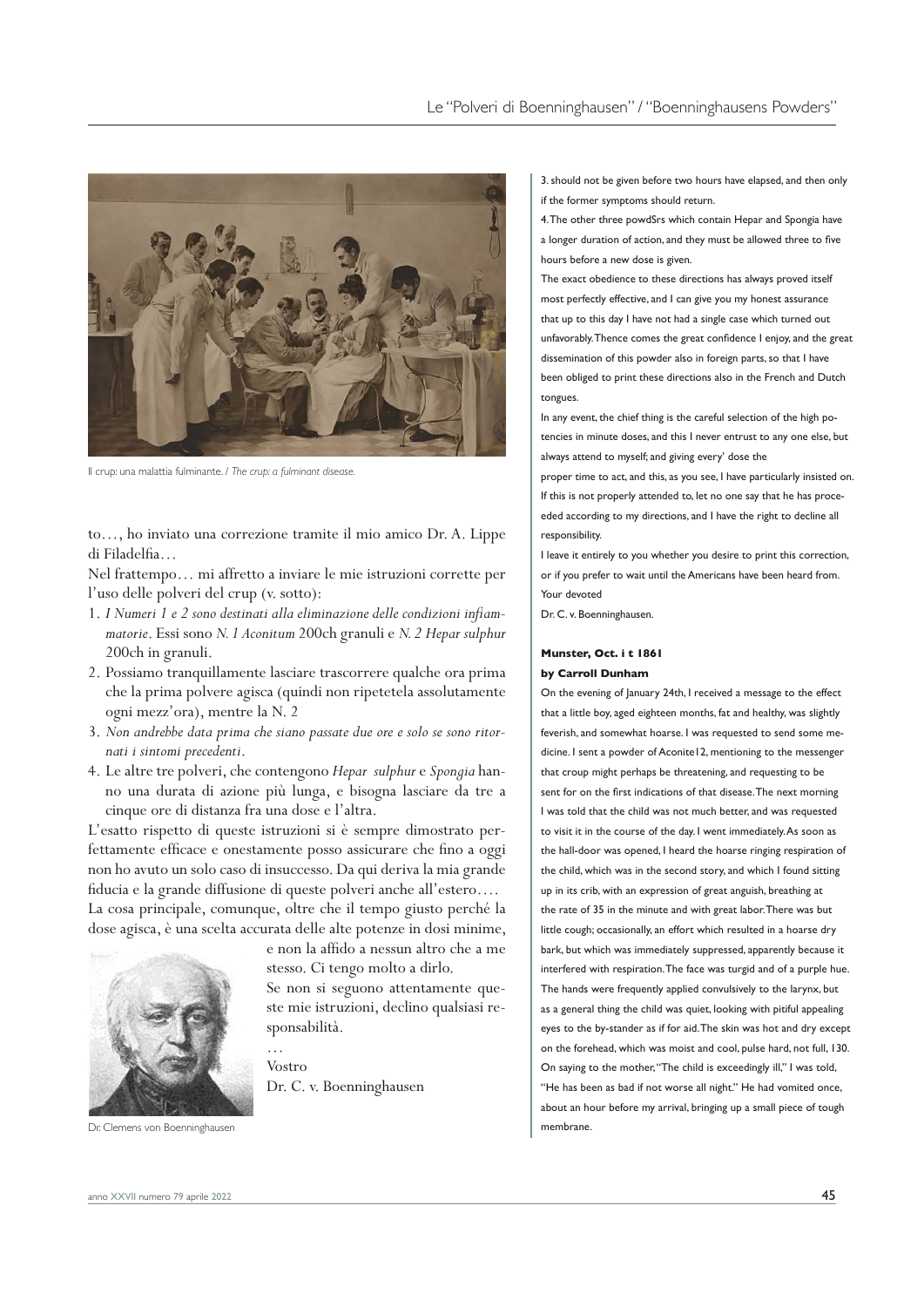Il crup: una malattia fulminante. / *The crup: a fulminant disease.*

to…, ho inviato una correzione tramite il mio amico Dr. A. Lippe di Filadelfia…

Nel frattempo… mi affretto a inviare le mie istruzioni corrette per l'uso delle polveri del crup (v. sotto):

1. *I Numeri 1 e 2 sono destinati alla eliminazione delle condizioni infiammatorie*. Essi sono *N. 1 Aconitum* 200ch granuli e *N. 2 Hepar sulphur* 200ch in granuli.
2. Possiamo tranquillamente lasciare trascorrere qualche ora prima che la prima polvere agisca (quindi non ripetetela assolutamente ogni mezz'ora), mentre la N. 2
3. *Non andrebbe data prima che siano passate due ore e solo se sono ritornati i sintomi precedenti*.
4. Le altre tre polveri, che contengono *Hepar sulphur* e *Spongia* hanno una durata di azione più lunga, e bisogna lasciare da tre a cinque ore di distanza fra una dose e l'altra.

L'esatto rispetto di queste istruzioni si è sempre dimostrato perfettamente efficace e onestamente posso assicurare che fino a oggi non ho avuto un solo caso di insuccesso. Da qui deriva la mia grande fiducia e la grande diffusione di queste polveri anche all'estero….

La cosa principale, comunque, oltre che il tempo giusto perché la dose agisca, è una scelta accurata delle alte potenze in dosi minime, e non la affido a nessun altro che a me stesso. Ci tengo molto a dirlo.

Se non si seguono attentamente queste mie istruzioni, declino qualsiasi responsabilità.

…

Vostro

Dr. C. v. Boenninghausen

Dr. Clemens von Boenninghausen

3. should not be given before two hours have elapsed, and then only if the former symptoms should return.

4. The other three powdSrs which contain Hepar and Spongia have a longer duration of action, and they must be allowed three to five hours before a new dose is given.

The exact obedience to these directions has always proved itself most perfectly effective, and I can give you my honest assurance that up to this day I have not had a single case which turned out unfavorably. Thence comes the great confidence I enjoy, and the great dissemination of this powder also in foreign parts, so that I have been obliged to print these directions also in the French and Dutch tongues.

In any event, the chief thing is the careful selection of the high potencies in minute doses, and this I never entrust to any one else, but always attend to myself; and giving every' dose the proper time to act, and this, as you see, I have particularly insisted on. If this is not properly attended to, let no one say that he has proceeded according to my directions, and I have the right to decline all responsibility.

I leave it entirely to you whether you desire to print this correction, or if you prefer to wait until the Americans have been heard from.

Your devoted

Dr. C. v. Boenninghausen.

**Munster, Oct. i t 1861**

**by Carroll Dunham**

On the evening of January 24th, I received a message to the effect that a little boy, aged eighteen months, fat and healthy, was slightly feverish, and somewhat hoarse. I was requested to send some medicine. I sent a powder of Aconite12, mentioning to the messenger that croup might perhaps be threatening, and requesting to be sent for on the first indications of that disease. The next morning I was told that the child was not much better, and was requested to visit it in the course of the day. I went immediately. As soon as the hall-door was opened, I heard the hoarse ringing respiration of the child, which was in the second story, and which I found sitting up in its crib, with an expression of great anguish, breathing at the rate of 35 in the minute and with great labor. There was but little cough; occasionally, an effort which resulted in a hoarse dry bark, but which was immediately suppressed, apparently because it interfered with respiration. The face was turgid and of a purple hue. The hands were frequently applied convulsively to the larynx, but as a general thing the child was quiet, looking with pitiful appealing eyes to the by-stander as if for aid. The skin was hot and dry except on the forehead, which was moist and cool, pulse hard, not full, 130. On saying to the mother, "The child is exceedingly ill," I was told, "He has been as bad if not worse all night." He had vomited once, about an hour before my arrival, bringing up a small piece of tough membrane.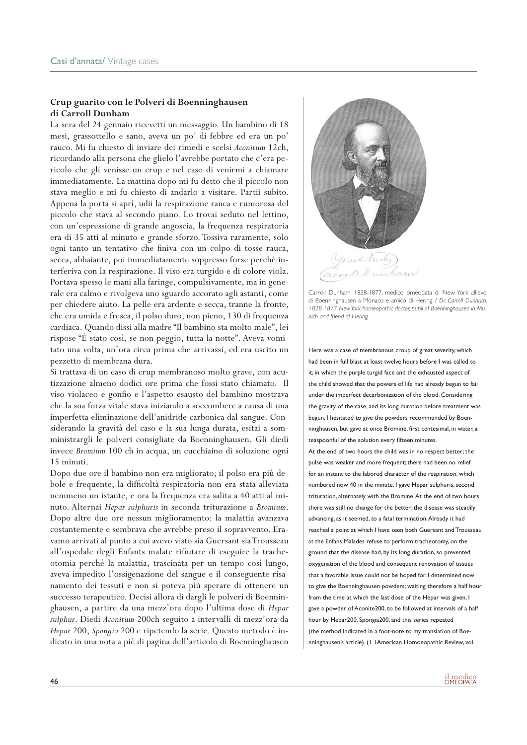## Crup guarito con le Polveri di Boenninghausen di Carroll Dunham

La sera del 24 gennaio ricevetti un messaggio. Un bambino di 18 mesi, grassottello e sano, aveva un po' di febbre ed era un po' rauco. Mi fu chiesto di inviare dei rimedi e scelsi *Aconitum* 12ch, ricordando alla persona che glielo l'avrebbe portato che c'era pericolo che gli venisse un crup e nel caso di venirmi a chiamare immediatamente. La mattina dopo mi fu detto che il piccolo non stava meglio e mi fu chiesto di andarlo a visitare. Partii subito. Appena la porta si aprì, udii la respirazione rauca e rumorosa del piccolo che stava al secondo piano. Lo trovai seduto nel lettino, con un'espressione di grande angoscia, la frequenza respiratoria era di 35 atti al minuto e grande sforzo. Tossiva raramente, solo ogni tanto un tentativo che finiva con un colpo di tosse rauca, secca, abbaiante, poi immediatamente soppresso forse perché interferiva con la respirazione. Il viso era turgido e di colore viola. Portava spesso le mani alla faringe, compulsivamente, ma in generale era calmo e rivolgeva uno sguardo accorato agli astanti, come per chiedere aiuto. La pelle era ardente e secca, tranne la fronte, che era umida e fresca, il polso duro, non pieno, 130 di frequenza cardiaca. Quando dissi alla madre "Il bambino sta molto male", lei rispose "È stato così, se non peggio, tutta la notte". Aveva vomitato una volta, un'ora circa prima che arrivassi, ed era uscito un pezzetto di membrana dura.

Si trattava di un caso di crup membranoso molto grave, con acutizzazione almeno dodici ore prima che fossi stato chiamato. Il viso violaceo e gonfio e l'aspetto esausto del bambino mostrava che la sua forza vitale stava iniziando a soccombere a causa di una imperfetta eliminazione dell'anidride carbonica dal sangue. Considerando la gravità del caso e la sua lunga durata, esitai a somministrargli le polveri consigliate da Boenninghausen. Gli diedi invece *Bromium* 100 ch in acqua, un cucchiaino di soluzione ogni 15 minuti.

Dopo due ore il bambino non era migliorato; il polso era più debole e frequente; la difficoltà respiratoria non era stata alleviata nemmeno un istante, e ora la frequenza era salita a 40 atti al minuto. Alternai *Hepar sulphuris* in seconda triturazione a *Bromium*. Dopo altre due ore nessun miglioramento: la malattia avanzava costantemente e sembrava che avrebbe preso il sopravvento. Eravamo arrivati al punto a cui avevo visto sia Guersant sia Trousseau all'ospedale degli Enfants malate rifiutare di eseguire la tracheotomia perché la malattia, trascinata per un tempo così lungo, aveva impedito l'ossigenazione del sangue e il conseguente risanamento dei tessuti e non si poteva più sperare di ottenere un successo terapeutico. Decisi allora di dargli le polveri di Boenninghausen, a partire da una mezz'ora dopo l'ultima dose di *Hepar sulphur*. Diedi *Aconitum* 200ch seguito a intervalli di mezz'ora da *Hepar* 200, *Spongia* 200 e ripetendo la serie. Questo metodo è indicato in una nota a piè di pagina dell'articolo di Boenninghausen

Carroll Dunham, 1828-1877, medico omeopata di New York allievo di Boenninghausen a Monaco e amico di Hering. / *Dr. Carroll Dunham, 1828-1877, New York homeopathic doctor, pupil of Boenninghausen in Munich and friend of Hering.*

Here was a case of membranous croup of great severity, which had been in full blast at least twelve hours before I was called to it; in which the purple turgid face and the exhausted aspect of the child showed that the powers of life had already begun to fail under the imperfect decarbonization of the blood. Considering the gravity of the case, and its long duration before treatment was begun, I hesitated to give the powders recommended by Boenninghausen, but gave at once Bromine, first centesimal, in water, a teaspoonful of the solution every fifteen minutes.

At the end of two hours the child was in no respect better; the pulse was weaker and more frequent; there had been no relief for an instant to the labored character of the respiration, which numbered now 40 in the minute. I gave Hepar sulphuris, second trituration, alternately with the Bromine. At the end of two hours there was still no change for the better; the disease was steadily advancing, as it seemed, to a fatal termination. Already it had reached a point at which I have seen both Guersant and Trousseau at the Enfans Malades refuse to perform tracheotomy, on the ground that the disease had, by its long duration, so prevented oxygenation of the blood and consequent renovation of tissues that a favorable issue could not be hoped for. I determined now to give the Boenninghausen powders; waiting therefore a half hour from the time at which the last dose of the Hepar was given, I gave a powder of Aconite200, to be followed at intervals of a half hour by Hepar200, Spongia200, and this series repeated (the method indicated in a foot-note to my translation of Boenninghausen's article). (1 1American Homoeopathic Review, vol.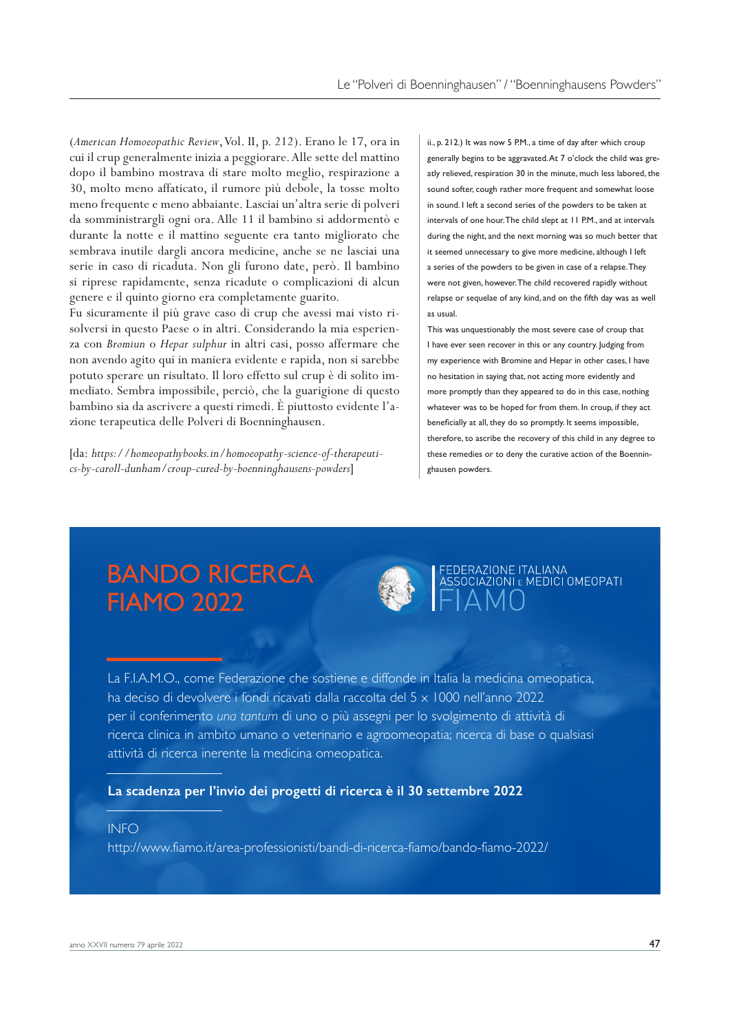(*American Homoeopathic Review*, Vol. II, p. 212). Erano le 17, ora in cui il crup generalmente inizia a peggiorare. Alle sette del mattino dopo il bambino mostrava di stare molto meglio, respirazione a 30, molto meno affaticato, il rumore più debole, la tosse molto meno frequente e meno abbaiante. Lasciai un'altra serie di polveri da somministrargli ogni ora. Alle 11 il bambino si addormentò e durante la notte e il mattino seguente era tanto migliorato che sembrava inutile dargli ancora medicine, anche se ne lasciai una serie in caso di ricaduta. Non gli furono date, però. Il bambino si riprese rapidamente, senza ricadute o complicazioni di alcun genere e il quinto giorno era completamente guarito.

Fu sicuramente il più grave caso di crup che avessi mai visto risolversi in questo Paese o in altri. Considerando la mia esperienza con *Bromiun* o *Hepar sulphur* in altri casi, posso affermare che non avendo agito qui in maniera evidente e rapida, non si sarebbe potuto sperare un risultato. Il loro effetto sul crup è di solito immediato. Sembra impossibile, perciò, che la guarigione di questo bambino sia da ascrivere a questi rimedi. È piuttosto evidente l'azione terapeutica delle Polveri di Boenninghausen.

[da: *https://homeopathybooks.in/homoeopathy-science-of-therapeutics-by-caroll-dunham/croup-cured-by-boenninghausens-powders*]

ii., p. 212.) It was now 5 P.M., a time of day after which croup generally begins to be aggravated. At 7 o'clock the child was greatly relieved, respiration 30 in the minute, much less labored, the sound softer, cough rather more frequent and somewhat loose in sound. I left a second series of the powders to be taken at intervals of one hour. The child slept at 11 P.M., and at intervals during the night, and the next morning was so much better that it seemed unnecessary to give more medicine, although I left a series of the powders to be given in case of a relapse. They were not given, however. The child recovered rapidly without relapse or sequelae of any kind, and on the fifth day was as well as usual.

This was unquestionably the most severe case of croup that I have ever seen recover in this or any country. Judging from my experience with Bromine and Hepar in other cases, I have no hesitation in saying that, not acting more evidently and more promptly than they appeared to do in this case, nothing whatever was to be hoped for from them. In croup, if they act beneficially at all, they do so promptly. It seems impossible, therefore, to ascribe the recovery of this child in any degree to these remedies or to deny the curative action of the Boenninghausen powders.

## BANDO RICERCA FIAMO 2022

FEDERAZIONE ITALIANA ASSOCIAZIONI E MEDICI OMEOPATI
FIAMO

La F.I.A.M.O., come Federazione che sostiene e diffonde in Italia la medicina omeopatica, ha deciso di devolvere i fondi ricavati dalla raccolta del 5 x 1000 nell'anno 2022 per il conferimento *una tantum* di uno o più assegni per lo svolgimento di attività di ricerca clinica in ambito umano o veterinario e agroomeopatia; ricerca di base o qualsiasi attività di ricerca inerente la medicina omeopatica.

**La scadenza per l'invio dei progetti di ricerca è il 30 settembre 2022**

INFO
http://www.fiamo.it/area-professionisti/bandi-di-ricerca-fiamo/bando-fiamo-2022/